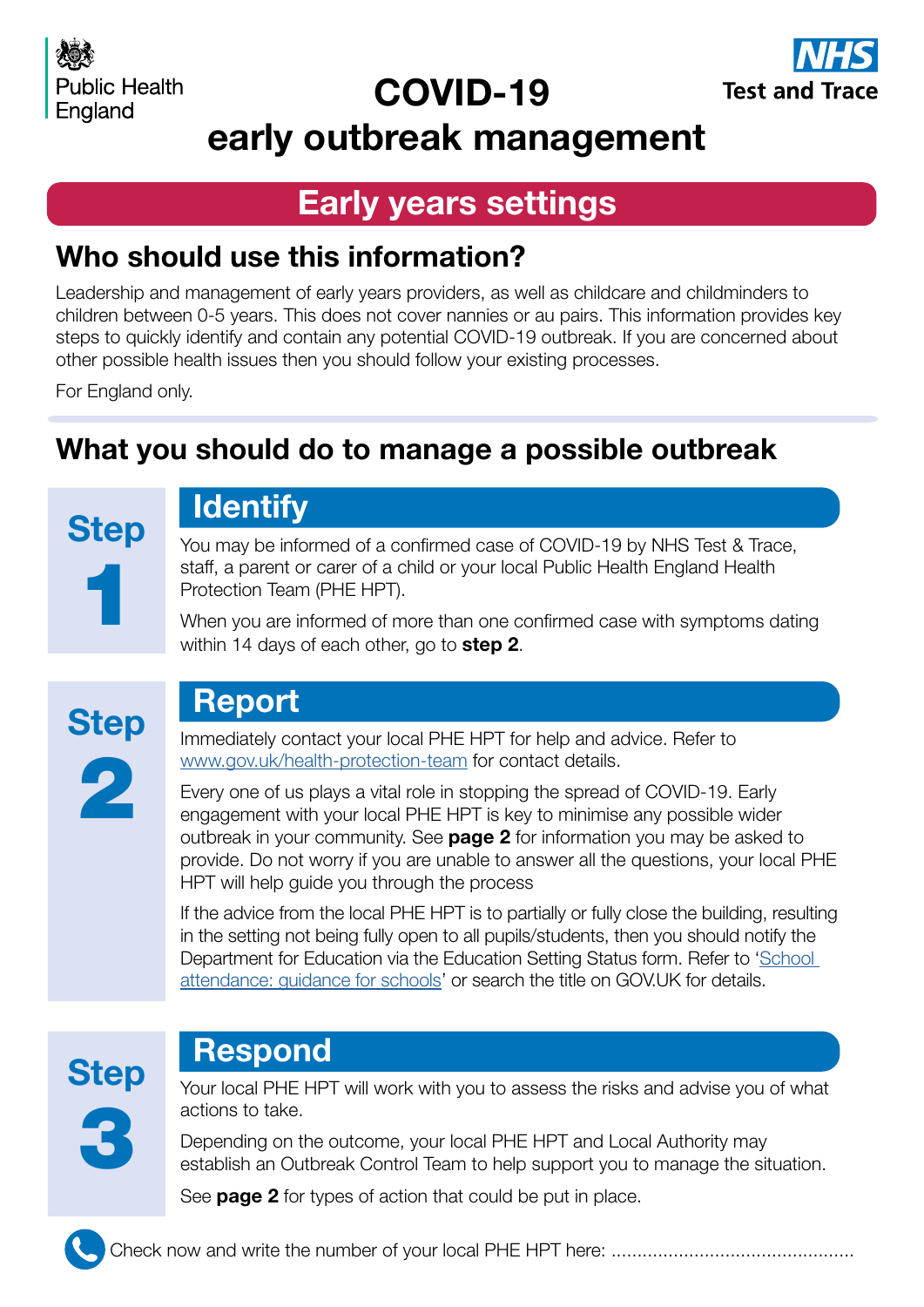Public Health England

NHS Test and Trace

# COVID-19 early outbreak management

## Early years settings

## Who should use this information?

Leadership and management of early years providers, as well as childcare and childminders to children between 0-5 years. This does not cover nannies or au pairs. This information provides key steps to quickly identify and contain any potential COVID-19 outbreak. If you are concerned about other possible health issues then you should follow your existing processes.

For England only.

## What you should do to manage a possible outbreak

### Step 1 – Identify

You may be informed of a confirmed case of COVID-19 by NHS Test & Trace, staff, a parent or carer of a child or your local Public Health England Health Protection Team (PHE HPT).

When you are informed of more than one confirmed case with symptoms dating within 14 days of each other, go to **step 2**.

### Step 2 – Report

Immediately contact your local PHE HPT for help and advice. Refer to [www.gov.uk/health-protection-team](www.gov.uk/health-protection-team) for contact details.

Every one of us plays a vital role in stopping the spread of COVID-19. Early engagement with your local PHE HPT is key to minimise any possible wider outbreak in your community. See **page 2** for information you may be asked to provide. Do not worry if you are unable to answer all the questions, your local PHE HPT will help guide you through the process

If the advice from the local PHE HPT is to partially or fully close the building, resulting in the setting not being fully open to all pupils/students, then you should notify the Department for Education via the Education Setting Status form. Refer to '[School attendance: guidance for schools]()' or search the title on GOV.UK for details.

### Step 3 – Respond

Your local PHE HPT will work with you to assess the risks and advise you of what actions to take.

Depending on the outcome, your local PHE HPT and Local Authority may establish an Outbreak Control Team to help support you to manage the situation.

See **page 2** for types of action that could be put in place.

Check now and write the number of your local PHE HPT here: ..............................................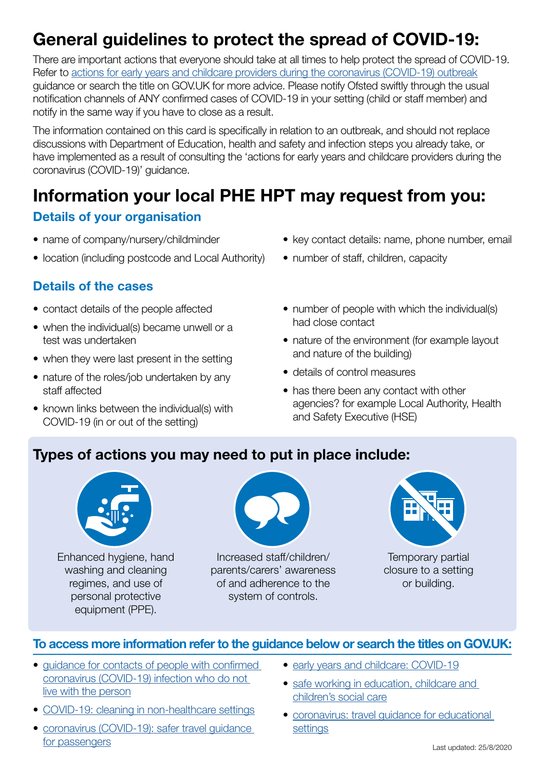# General guidelines to protect the spread of COVID-19:

There are important actions that everyone should take at all times to help protect the spread of COVID-19. Refer to [actions for early years and childcare providers during the coronavirus (COVID-19) outbreak]() guidance or search the title on GOV.UK for more advice. Please notify Ofsted swiftly through the usual notification channels of ANY confirmed cases of COVID-19 in your setting (child or staff member) and notify in the same way if you have to close as a result.

The information contained on this card is specifically in relation to an outbreak, and should not replace discussions with Department of Education, health and safety and infection steps you already take, or have implemented as a result of consulting the 'actions for early years and childcare providers during the coronavirus (COVID-19)' guidance.

# Information your local PHE HPT may request from you:

## Details of your organisation

- name of company/nursery/childminder
- location (including postcode and Local Authority)
- key contact details: name, phone number, email
- number of staff, children, capacity

## Details of the cases

- contact details of the people affected
- when the individual(s) became unwell or a test was undertaken
- when they were last present in the setting
- nature of the roles/job undertaken by any staff affected
- known links between the individual(s) with COVID-19 (in or out of the setting)
- number of people with which the individual(s) had close contact
- nature of the environment (for example layout and nature of the building)
- details of control measures
- has there been any contact with other agencies? for example Local Authority, Health and Safety Executive (HSE)

## Types of actions you may need to put in place include:

Enhanced hygiene, hand washing and cleaning regimes, and use of personal protective equipment (PPE).

Increased staff/children/parents/carers' awareness of and adherence to the system of controls.

Temporary partial closure to a setting or building.

### To access more information refer to the guidance below or search the titles on GOV.UK:

- guidance for contacts of people with confirmed coronavirus (COVID-19) infection who do not live with the person
- COVID-19: cleaning in non-healthcare settings
- coronavirus (COVID-19): safer travel guidance for passengers
- early years and childcare: COVID-19
- safe working in education, childcare and children's social care
- coronavirus: travel guidance for educational settings

Last updated: 25/8/2020